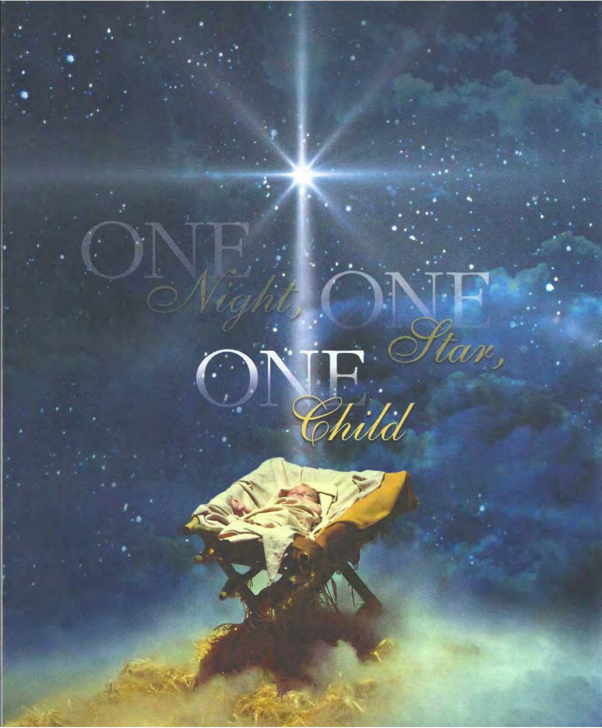# ONE *Night*, ONE *Star*, ONE *Child*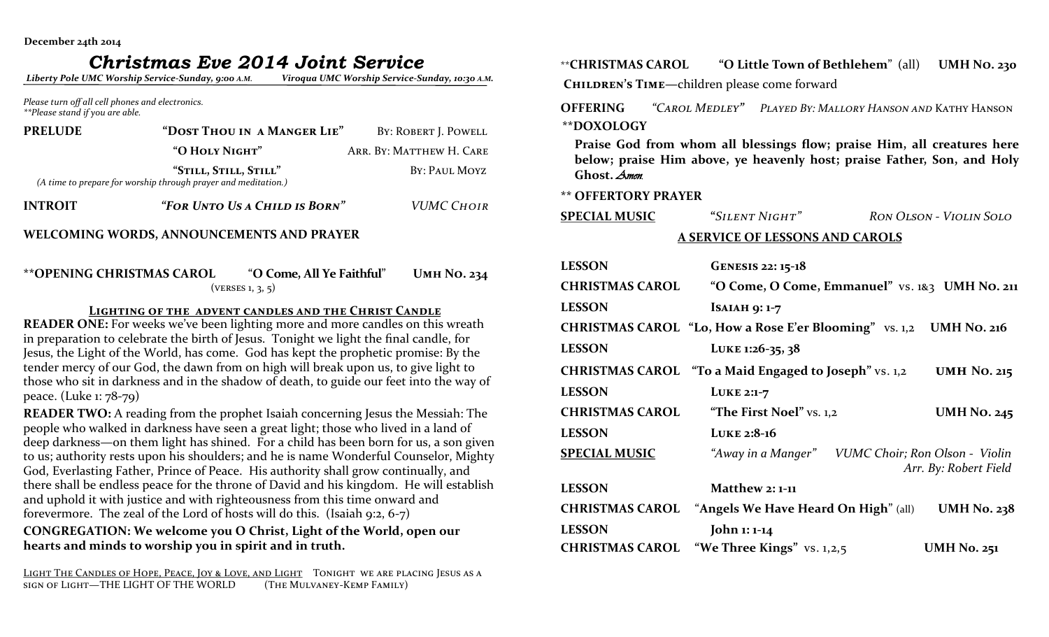December 24th 2014

# Christmas Eve 2014 Joint Service

*Liberty Pole UMC Worship Service-Sunday, 9:00 A.M.* *Viroqua UMC Worship Service-Sunday, 10:30 A.M.*

*Please turn off all cell phones and electronics.*
*\*\*Please stand if you are able.*

**PRELUDE** **"Dost Thou in a Manger Lie"** By: Robert J. Powell
**"O Holy Night"** Arr. By: Matthew H. Care
**"Still, Still, Still"** By: Paul Moyz
*(A time to prepare for worship through prayer and meditation.)*

**INTROIT** ***"For Unto Us a Child is Born"*** *VUMC Choir*

**WELCOMING WORDS, ANNOUNCEMENTS AND PRAYER**

\*\***OPENING CHRISTMAS CAROL** **"O Come, All Ye Faithful"** **UMH No. 234**
(verses 1, 3, 5)

**Lighting of the advent candles and the Christ Candle**

**READER ONE:** For weeks we've been lighting more and more candles on this wreath in preparation to celebrate the birth of Jesus. Tonight we light the final candle, for Jesus, the Light of the World, has come. God has kept the prophetic promise: By the tender mercy of our God, the dawn from on high will break upon us, to give light to those who sit in darkness and in the shadow of death, to guide our feet into the way of peace. (Luke 1: 78-79)

**READER TWO:** A reading from the prophet Isaiah concerning Jesus the Messiah: The people who walked in darkness have seen a great light; those who lived in a land of deep darkness—on them light has shined. For a child has been born for us, a son given to us; authority rests upon his shoulders; and he is name Wonderful Counselor, Mighty God, Everlasting Father, Prince of Peace. His authority shall grow continually, and there shall be endless peace for the throne of David and his kingdom. He will establish and uphold it with justice and with righteousness from this time onward and forevermore. The zeal of the Lord of hosts will do this. (Isaiah 9:2, 6-7)

**CONGREGATION: We welcome you O Christ, Light of the World, open our hearts and minds to worship you in spirit and in truth.**

Light The Candles of Hope, Peace, Joy & Love, and Light Tonight we are placing Jesus as a sign of Light—THE LIGHT OF THE WORLD (The Mulvaney-Kemp Family)

\*\***CHRISTMAS CAROL** **"O Little Town of Bethlehem"** (all) **UMH No. 230**

**Children's Time**—children please come forward

**OFFERING** *"Carol Medley"* *Played By: Mallory Hanson and* Kathy Hanson

\*\***DOXOLOGY**

**Praise God from whom all blessings flow; praise Him, all creatures here below; praise Him above, ye heavenly host; praise Father, Son, and Holy Ghost.** *Amen.*

\*\* **OFFERTORY PRAYER**

**SPECIAL MUSIC** *"Silent Night"* *Ron Olson - Violin Solo*

## A SERVICE OF LESSONS AND CAROLS

**LESSON** **Genesis 22: 15-18**

**CHRISTMAS CAROL** **"O Come, O Come, Emmanuel"** vs. 1&3 **UMH No. 211**

**LESSON** **Isaiah 9: 1-7**

**CHRISTMAS CAROL** **"Lo, How a Rose E'er Blooming"** vs. 1,2 **UMH No. 216**

**LESSON** **Luke 1:26-35, 38**

**CHRISTMAS CAROL** **"To a Maid Engaged to Joseph"** vs. 1,2 **UMH No. 215**

**LESSON** **Luke 2:1-7**

**CHRISTMAS CAROL** **"The First Noel"** vs. 1,2 **UMH No. 245**

**LESSON** **Luke 2:8-16**

**SPECIAL MUSIC** *"Away in a Manger"* *VUMC Choir; Ron Olson - Violin*
*Arr. By: Robert Field*

**LESSON** **Matthew 2: 1-11**

**CHRISTMAS CAROL** **"Angels We Have Heard On High"** (all) **UMH No. 238**

**LESSON** **John 1: 1-14**

**CHRISTMAS CAROL** **"We Three Kings"** vs. 1,2,5 **UMH No. 251**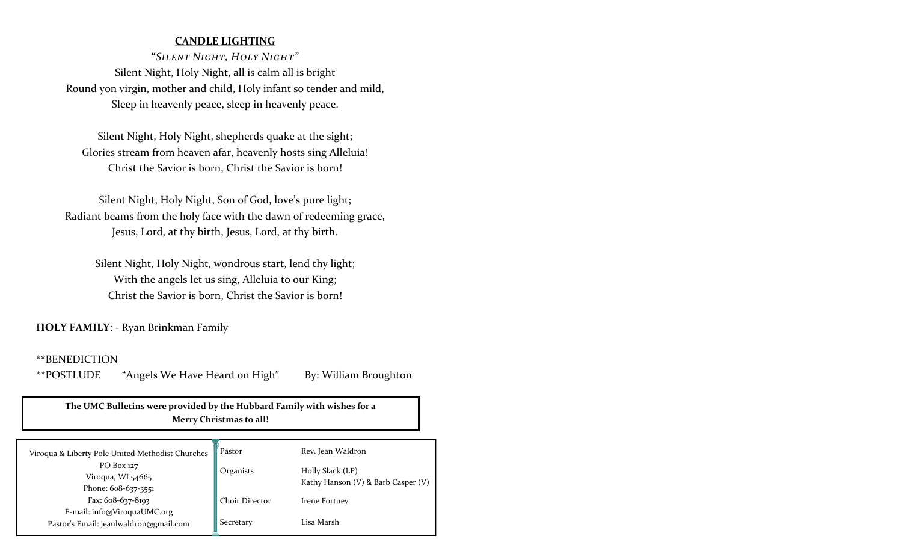**CANDLE LIGHTING**

*"Silent Night, Holy Night"*

Silent Night, Holy Night, all is calm all is bright
Round yon virgin, mother and child, Holy infant so tender and mild,
Sleep in heavenly peace, sleep in heavenly peace.

Silent Night, Holy Night, shepherds quake at the sight;
Glories stream from heaven afar, heavenly hosts sing Alleluia!
Christ the Savior is born, Christ the Savior is born!

Silent Night, Holy Night, Son of God, love's pure light;
Radiant beams from the holy face with the dawn of redeeming grace,
Jesus, Lord, at thy birth, Jesus, Lord, at thy birth.

Silent Night, Holy Night, wondrous start, lend thy light;
With the angels let us sing, Alleluia to our King;
Christ the Savior is born, Christ the Savior is born!

**HOLY FAMILY**: - Ryan Brinkman Family

**BENEDICTION

**POSTLUDE "Angels We Have Heard on High" By: William Broughton

**The UMC Bulletins were provided by the Hubbard Family with wishes for a Merry Christmas to all!**

Viroqua & Liberty Pole United Methodist Churches
PO Box 127
Viroqua, WI 54665
Phone: 608-637-3551
Fax: 608-637-8193
E-mail: info@ViroquaUMC.org
Pastor's Email: jeanlwaldron@gmail.com

| | |
|---|---|
| Pastor | Rev. Jean Waldron |
| Organists | Holly Slack (LP)<br>Kathy Hanson (V) & Barb Casper (V) |
| Choir Director | Irene Fortney |
| Secretary | Lisa Marsh |